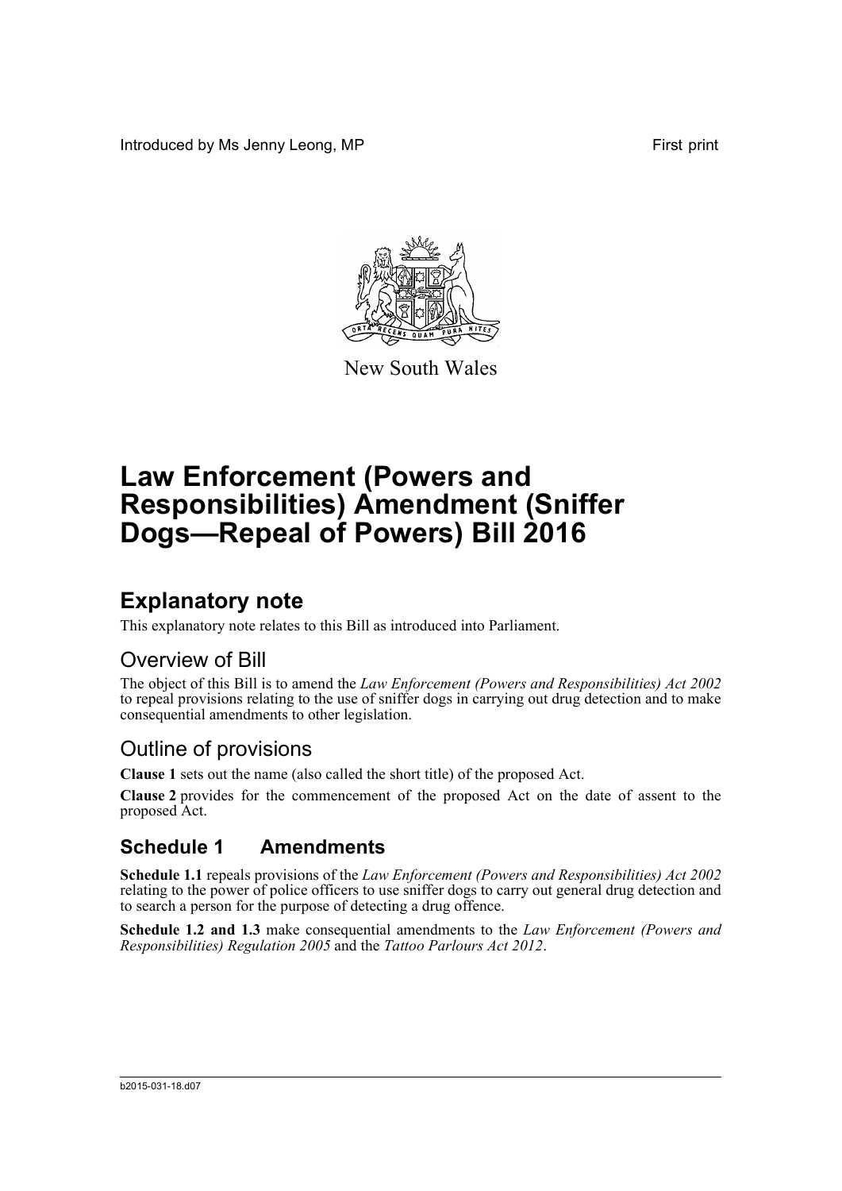Introduced by Ms Jenny Leong, MP First print

New South Wales

# Law Enforcement (Powers and Responsibilities) Amendment (Sniffer Dogs—Repeal of Powers) Bill 2016

## Explanatory note

This explanatory note relates to this Bill as introduced into Parliament.

### Overview of Bill

The object of this Bill is to amend the *Law Enforcement (Powers and Responsibilities) Act 2002* to repeal provisions relating to the use of sniffer dogs in carrying out drug detection and to make consequential amendments to other legislation.

### Outline of provisions

**Clause 1** sets out the name (also called the short title) of the proposed Act.

**Clause 2** provides for the commencement of the proposed Act on the date of assent to the proposed Act.

## Schedule 1 Amendments

**Schedule 1.1** repeals provisions of the *Law Enforcement (Powers and Responsibilities) Act 2002* relating to the power of police officers to use sniffer dogs to carry out general drug detection and to search a person for the purpose of detecting a drug offence.

**Schedule 1.2 and 1.3** make consequential amendments to the *Law Enforcement (Powers and Responsibilities) Regulation 2005* and the *Tattoo Parlours Act 2012*.

b2015-031-18.d07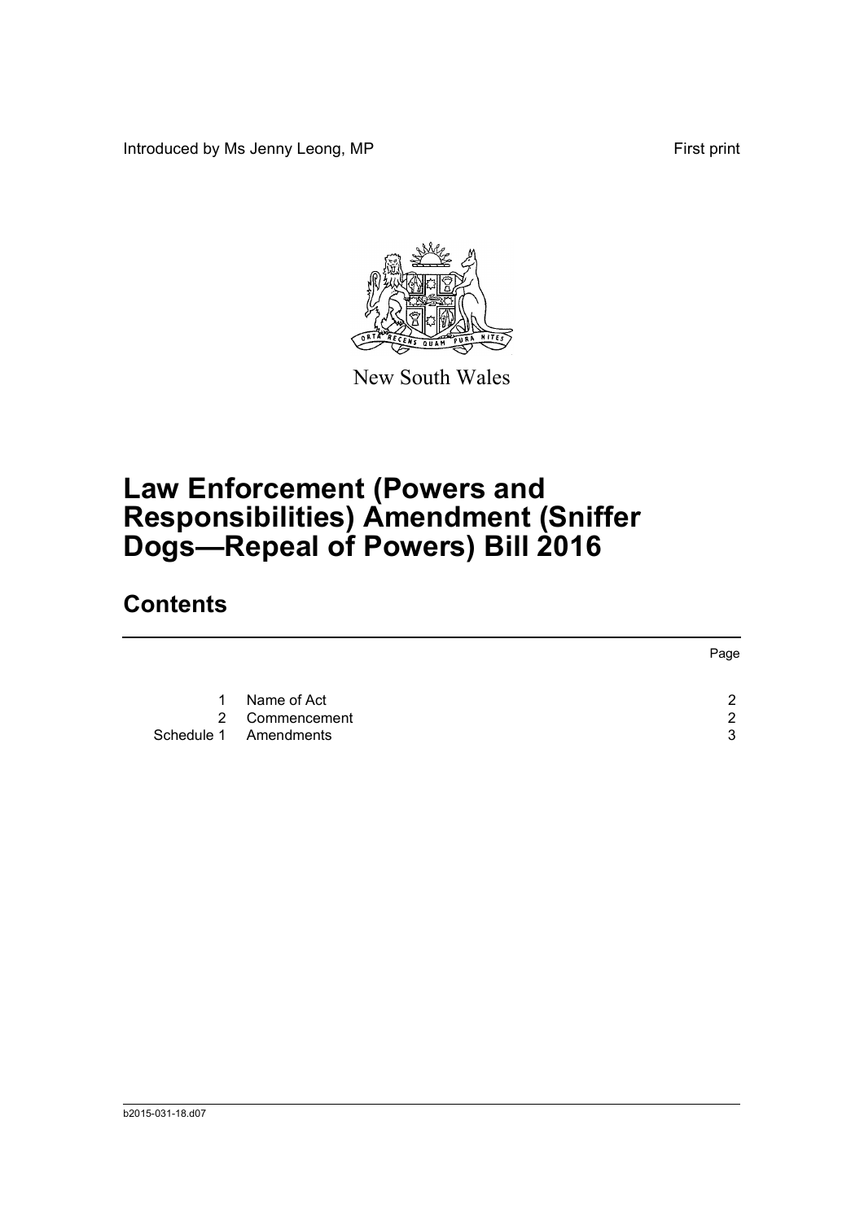Introduced by Ms Jenny Leong, MP

First print

New South Wales

# Law Enforcement (Powers and Responsibilities) Amendment (Sniffer Dogs—Repeal of Powers) Bill 2016

## Contents

| | | Page |
|---|---|---|
| 1 | Name of Act | 2 |
| 2 | Commencement | 2 |
| Schedule 1 | Amendments | 3 |

b2015-031-18.d07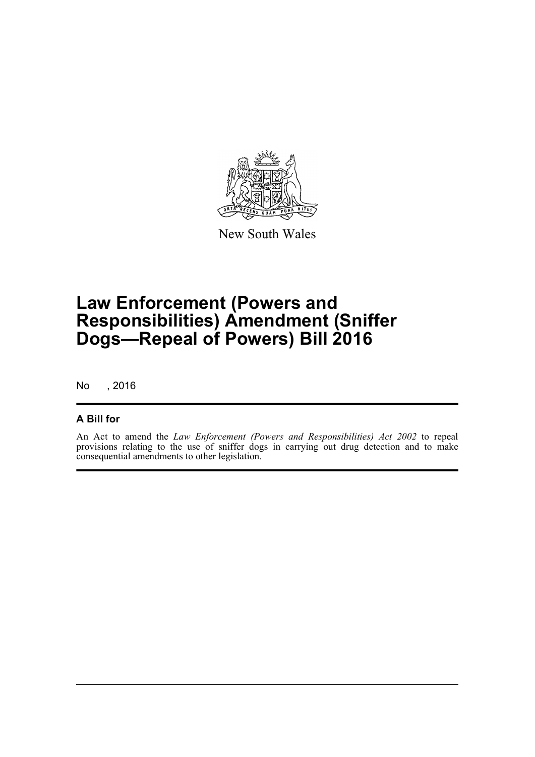New South Wales

# Law Enforcement (Powers and Responsibilities) Amendment (Sniffer Dogs—Repeal of Powers) Bill 2016

No , 2016

## A Bill for

An Act to amend the *Law Enforcement (Powers and Responsibilities) Act 2002* to repeal provisions relating to the use of sniffer dogs in carrying out drug detection and to make consequential amendments to other legislation.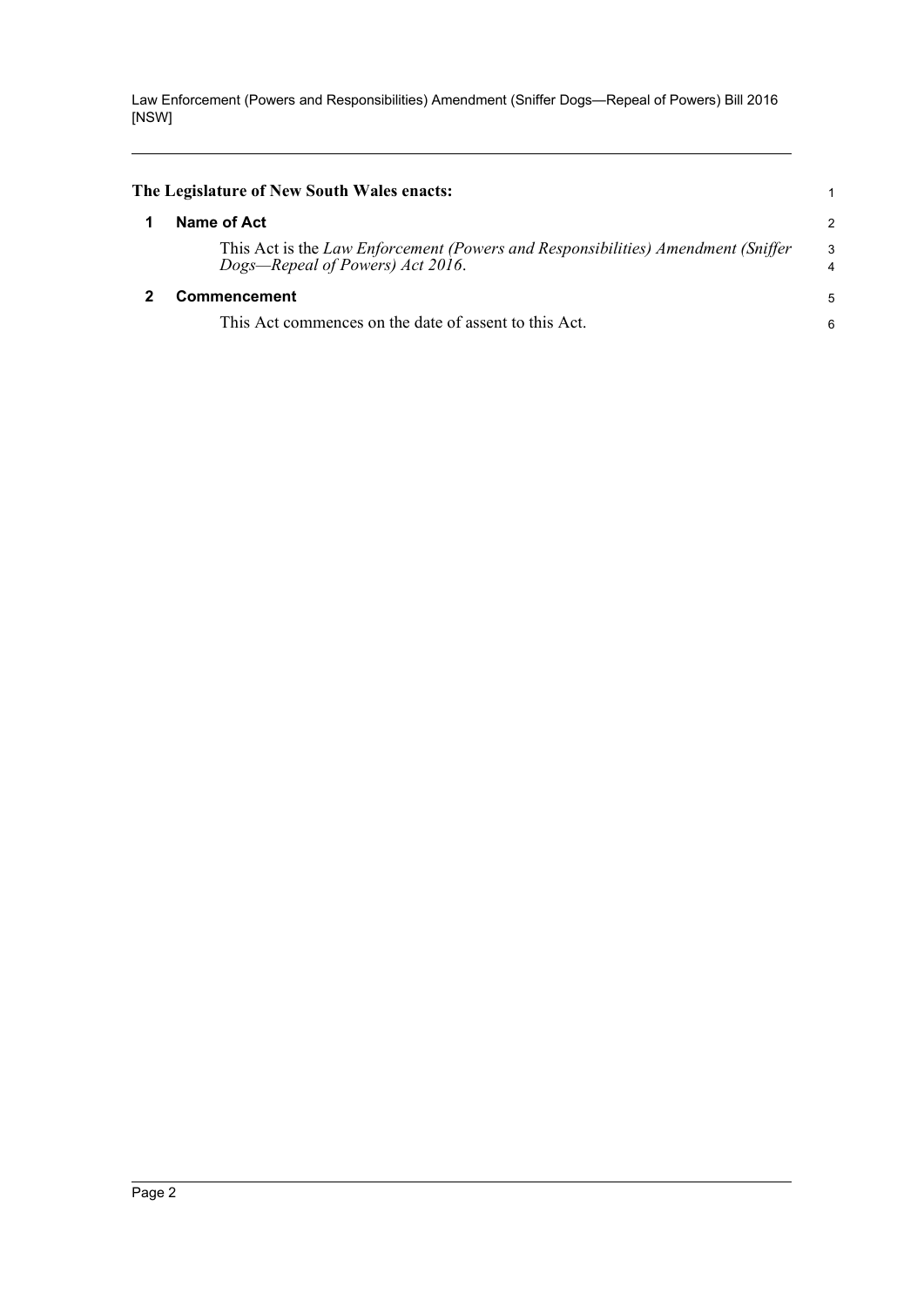**The Legislature of New South Wales enacts:**

## 1 Name of Act

This Act is the *Law Enforcement (Powers and Responsibilities) Amendment (Sniffer Dogs—Repeal of Powers) Act 2016*.

## 2 Commencement

This Act commences on the date of assent to this Act.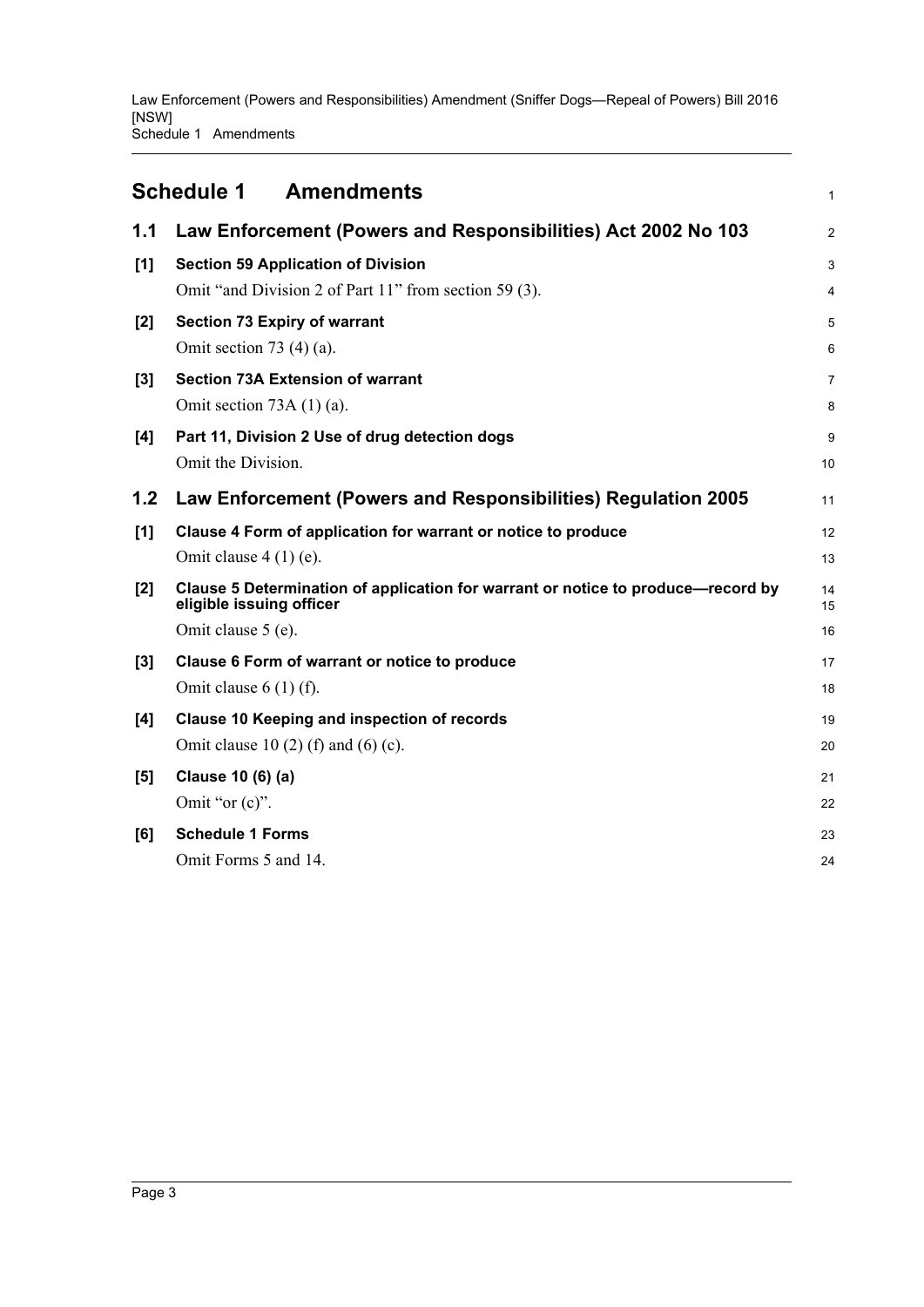## Schedule 1 Amendments

### 1.1 Law Enforcement (Powers and Responsibilities) Act 2002 No 103

**[1] Section 59 Application of Division**

Omit "and Division 2 of Part 11" from section 59 (3).

**[2] Section 73 Expiry of warrant**

Omit section 73 (4) (a).

**[3] Section 73A Extension of warrant**

Omit section 73A (1) (a).

**[4] Part 11, Division 2 Use of drug detection dogs**

Omit the Division.

### 1.2 Law Enforcement (Powers and Responsibilities) Regulation 2005

**[1] Clause 4 Form of application for warrant or notice to produce**

Omit clause 4 (1) (e).

**[2] Clause 5 Determination of application for warrant or notice to produce—record by eligible issuing officer**

Omit clause 5 (e).

**[3] Clause 6 Form of warrant or notice to produce**

Omit clause 6 (1) (f).

**[4] Clause 10 Keeping and inspection of records**

Omit clause 10 (2) (f) and (6) (c).

**[5] Clause 10 (6) (a)**

Omit "or (c)".

**[6] Schedule 1 Forms**

Omit Forms 5 and 14.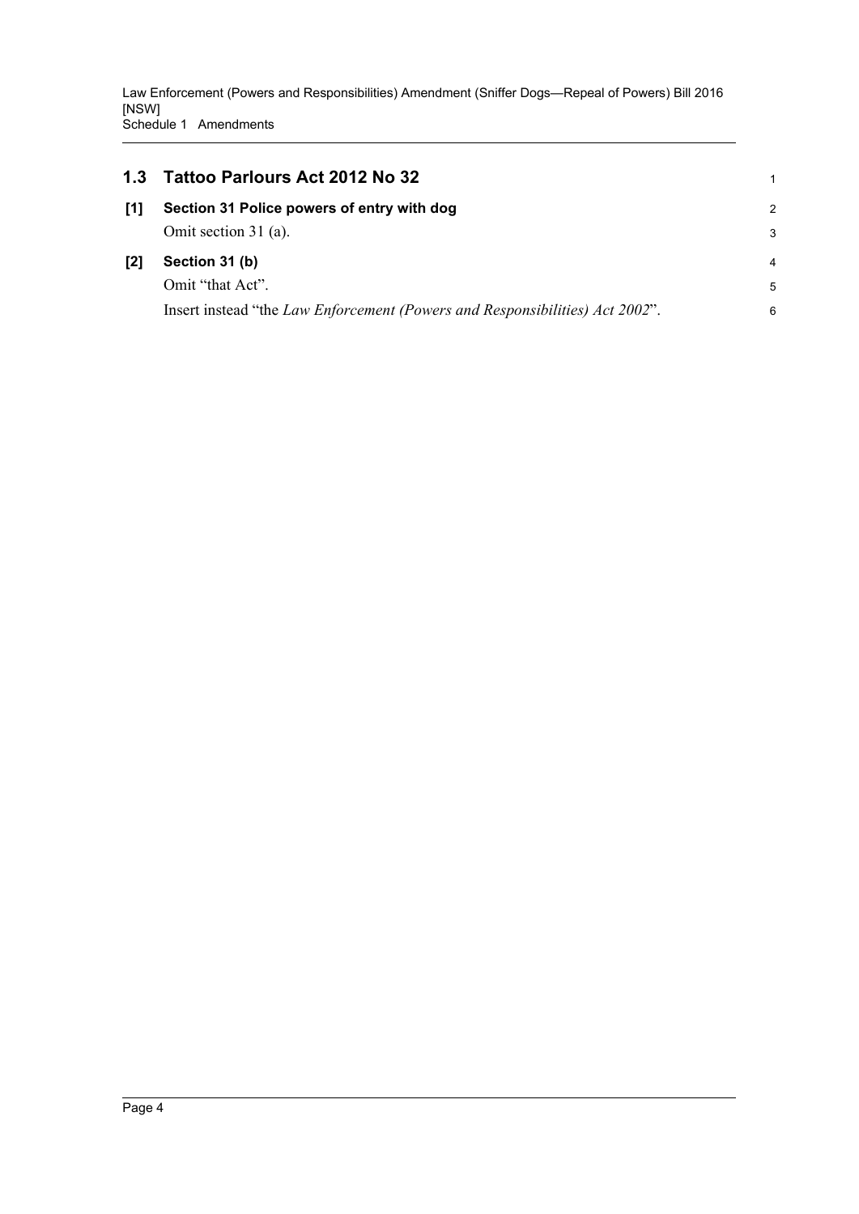## 1.3 Tattoo Parlours Act 2012 No 32

**[1] Section 31 Police powers of entry with dog**

Omit section 31 (a).

**[2] Section 31 (b)**

Omit "that Act".

Insert instead "the *Law Enforcement (Powers and Responsibilities) Act 2002*".